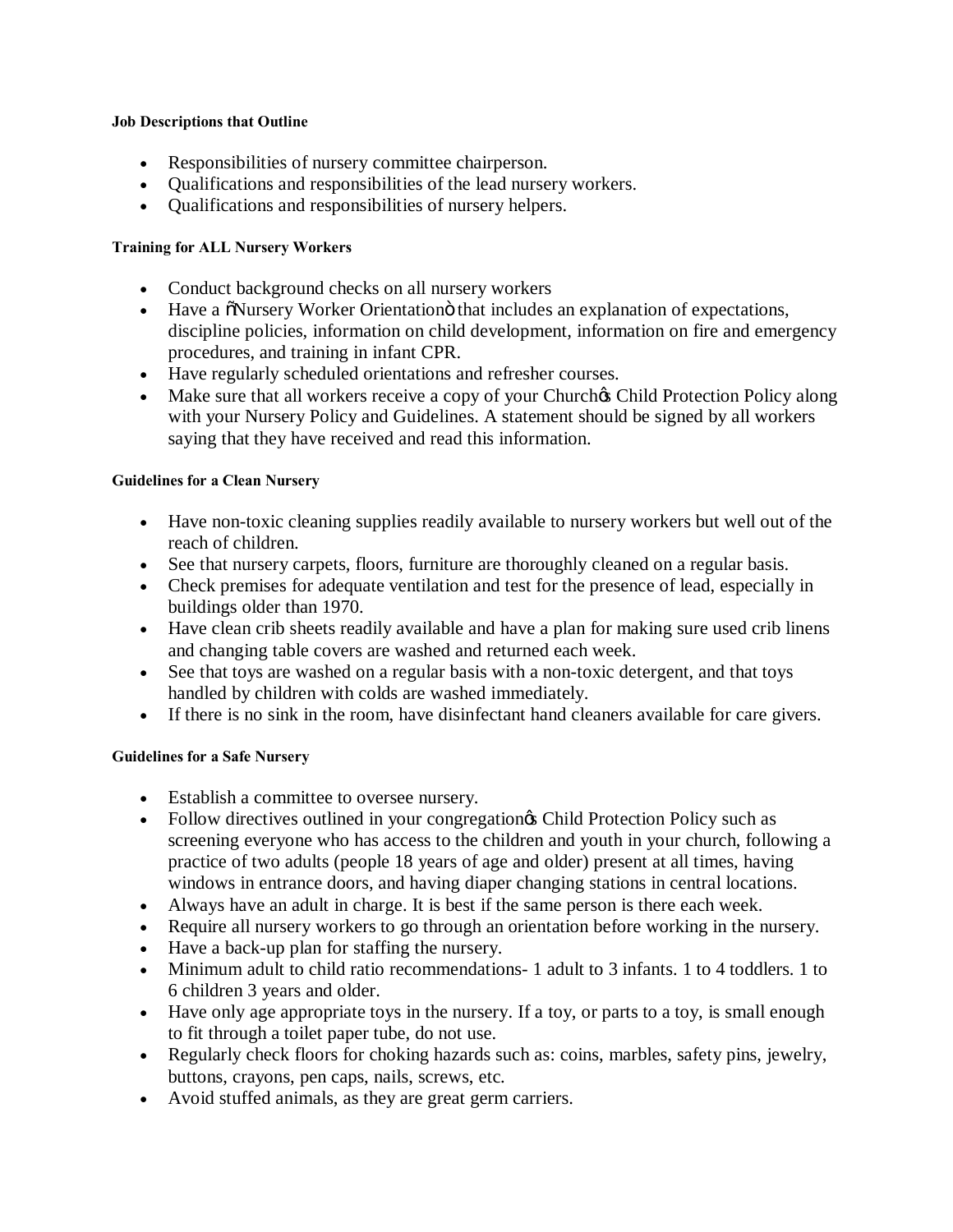#### Job Descriptions that Outline

- Responsibilities of nursery committee chairperson.
- Qualifications and responsibilities of the lead nursery workers.
- Qualifications and responsibilities of nursery helpers.

#### Training for ALL Nursery Workers

- Conduct background checks on all nursery workers
- Have a "Nursery Worker Orientation" that includes an explanation of expectations, discipline policies, information on child development, information on fire and emergency procedures, and training in infant CPR.
- Have regularly scheduled orientations and refresher courses.
- Make sure that all workers receive a copy of your Church's Child Protection Policy along with your Nursery Policy and Guidelines. A statement should be signed by all workers saying that they have received and read this information.

#### Guidelines for a Clean Nursery

- Have non-toxic cleaning supplies readily available to nursery workers but well out of the reach of children.
- See that nursery carpets, floors, furniture are thoroughly cleaned on a regular basis.
- Check premises for adequate ventilation and test for the presence of lead, especially in buildings older than 1970.
- Have clean crib sheets readily available and have a plan for making sure used crib linens and changing table covers are washed and returned each week.
- See that toys are washed on a regular basis with a non-toxic detergent, and that toys handled by children with colds are washed immediately.
- If there is no sink in the room, have disinfectant hand cleaners available for care givers.

#### Guidelines for a Safe Nursery

- Establish a committee to oversee nursery.
- Follow directives outlined in your congregation's Child Protection Policy such as screening everyone who has access to the children and youth in your church, following a practice of two adults (people 18 years of age and older) present at all times, having windows in entrance doors, and having diaper changing stations in central locations.
- Always have an adult in charge. It is best if the same person is there each week.
- Require all nursery workers to go through an orientation before working in the nursery.
- Have a back-up plan for staffing the nursery.
- Minimum adult to child ratio recommendations- 1 adult to 3 infants. 1 to 4 toddlers. 1 to 6 children 3 years and older.
- Have only age appropriate toys in the nursery. If a toy, or parts to a toy, is small enough to fit through a toilet paper tube, do not use.
- Regularly check floors for choking hazards such as: coins, marbles, safety pins, jewelry, buttons, crayons, pen caps, nails, screws, etc.
- Avoid stuffed animals, as they are great germ carriers.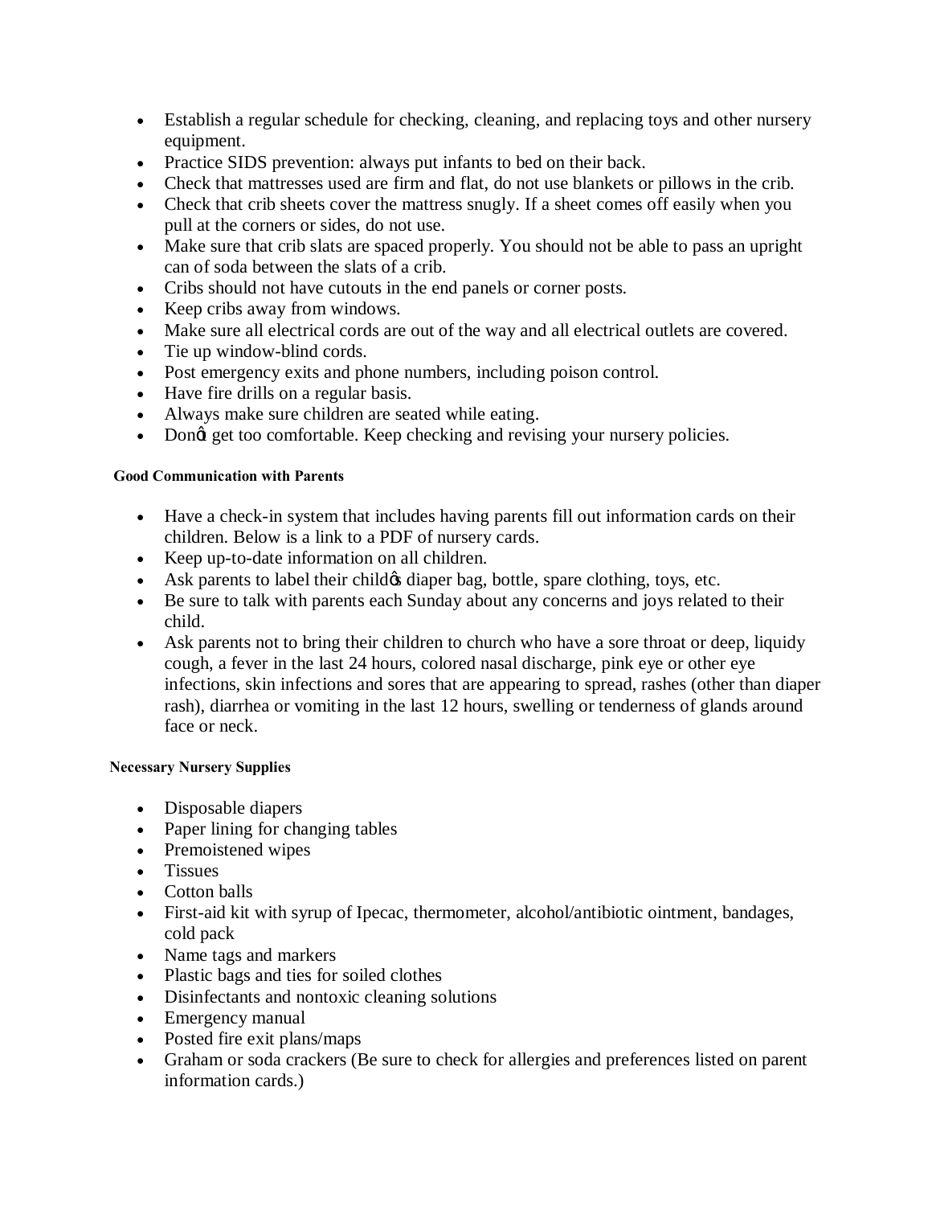- Establish a regular schedule for checking, cleaning, and replacing toys and other nursery equipment.
- Practice SIDS prevention: always put infants to bed on their back.
- Check that mattresses used are firm and flat, do not use blankets or pillows in the crib.
- Check that crib sheets cover the mattress snugly. If a sheet comes off easily when you pull at the corners or sides, do not use.
- Make sure that crib slats are spaced properly. You should not be able to pass an upright can of soda between the slats of a crib.
- Cribs should not have cutouts in the end panels or corner posts.
- Keep cribs away from windows.
- Make sure all electrical cords are out of the way and all electrical outlets are covered.
- Tie up window-blind cords.
- Post emergency exits and phone numbers, including poison control.
- Have fire drills on a regular basis.
- Always make sure children are seated while eating.
- Don't get too comfortable. Keep checking and revising your nursery policies.

**Good Communication with Parents**

- Have a check-in system that includes having parents fill out information cards on their children. Below is a link to a PDF of nursery cards.
- Keep up-to-date information on all children.
- Ask parents to label their child's diaper bag, bottle, spare clothing, toys, etc.
- Be sure to talk with parents each Sunday about any concerns and joys related to their child.
- Ask parents not to bring their children to church who have a sore throat or deep, liquidy cough, a fever in the last 24 hours, colored nasal discharge, pink eye or other eye infections, skin infections and sores that are appearing to spread, rashes (other than diaper rash), diarrhea or vomiting in the last 12 hours, swelling or tenderness of glands around face or neck.

**Necessary Nursery Supplies**

- Disposable diapers
- Paper lining for changing tables
- Premoistened wipes
- Tissues
- Cotton balls
- First-aid kit with syrup of Ipecac, thermometer, alcohol/antibiotic ointment, bandages, cold pack
- Name tags and markers
- Plastic bags and ties for soiled clothes
- Disinfectants and nontoxic cleaning solutions
- Emergency manual
- Posted fire exit plans/maps
- Graham or soda crackers (Be sure to check for allergies and preferences listed on parent information cards.)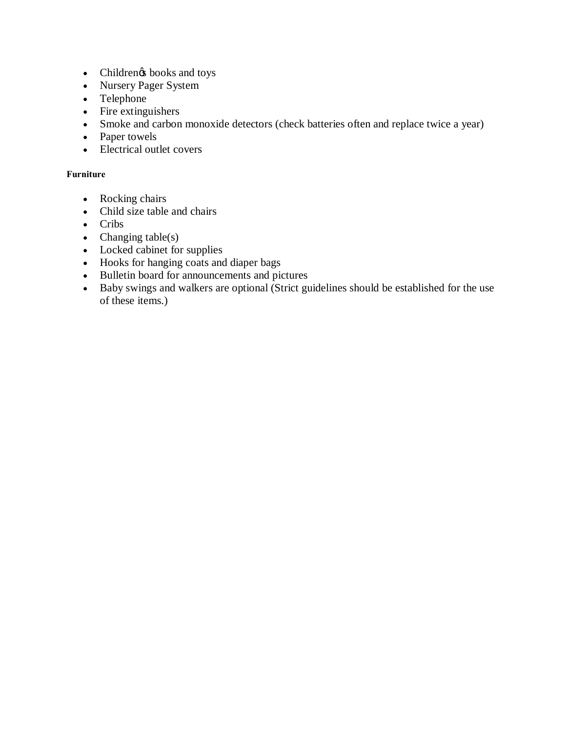- Childrenφs books and toys
- Nursery Pager System
- Telephone
- Fire extinguishers
- Smoke and carbon monoxide detectors (check batteries often and replace twice a year)
- Paper towels
- Electrical outlet covers

**Furniture**

- Rocking chairs
- Child size table and chairs
- Cribs
- Changing table(s)
- Locked cabinet for supplies
- Hooks for hanging coats and diaper bags
- Bulletin board for announcements and pictures
- Baby swings and walkers are optional (Strict guidelines should be established for the use of these items.)